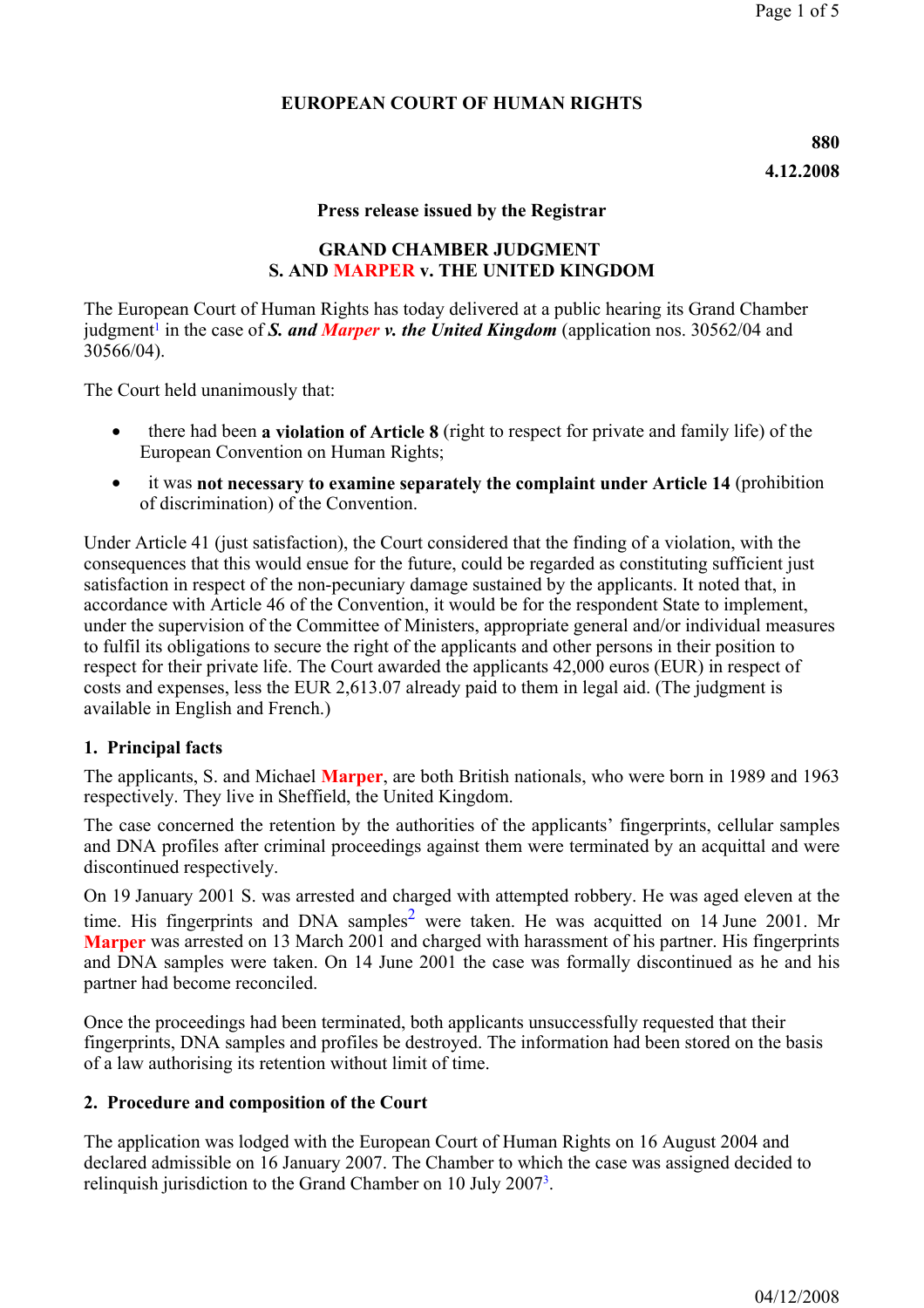# EUROPEAN COURT OF HUMAN RIGHTS

**880**

**4.12.2008**

**Press release issued by the Registrar**

## GRAND CHAMBER JUDGMENT S. AND MARPER v. THE UNITED KINGDOM

The European Court of Human Rights has today delivered at a public hearing its Grand Chamber judgment[1] in the case of ***S. and Marper v. the United Kingdom*** (application nos. 30562/04 and 30566/04).

The Court held unanimously that:

- there had been **a violation of Article 8** (right to respect for private and family life) of the European Convention on Human Rights;
- it was **not necessary to examine separately the complaint under Article 14** (prohibition of discrimination) of the Convention.

Under Article 41 (just satisfaction), the Court considered that the finding of a violation, with the consequences that this would ensue for the future, could be regarded as constituting sufficient just satisfaction in respect of the non-pecuniary damage sustained by the applicants. It noted that, in accordance with Article 46 of the Convention, it would be for the respondent State to implement, under the supervision of the Committee of Ministers, appropriate general and/or individual measures to fulfil its obligations to secure the right of the applicants and other persons in their position to respect for their private life. The Court awarded the applicants 42,000 euros (EUR) in respect of costs and expenses, less the EUR 2,613.07 already paid to them in legal aid. (The judgment is available in English and French.)

### 1. Principal facts

The applicants, S. and Michael **Marper**, are both British nationals, who were born in 1989 and 1963 respectively. They live in Sheffield, the United Kingdom.

The case concerned the retention by the authorities of the applicants' fingerprints, cellular samples and DNA profiles after criminal proceedings against them were terminated by an acquittal and were discontinued respectively.

On 19 January 2001 S. was arrested and charged with attempted robbery. He was aged eleven at the time. His fingerprints and DNA samples[2] were taken. He was acquitted on 14 June 2001. Mr **Marper** was arrested on 13 March 2001 and charged with harassment of his partner. His fingerprints and DNA samples were taken. On 14 June 2001 the case was formally discontinued as he and his partner had become reconciled.

Once the proceedings had been terminated, both applicants unsuccessfully requested that their fingerprints, DNA samples and profiles be destroyed. The information had been stored on the basis of a law authorising its retention without limit of time.

### 2. Procedure and composition of the Court

The application was lodged with the European Court of Human Rights on 16 August 2004 and declared admissible on 16 January 2007. The Chamber to which the case was assigned decided to relinquish jurisdiction to the Grand Chamber on 10 July 2007[3].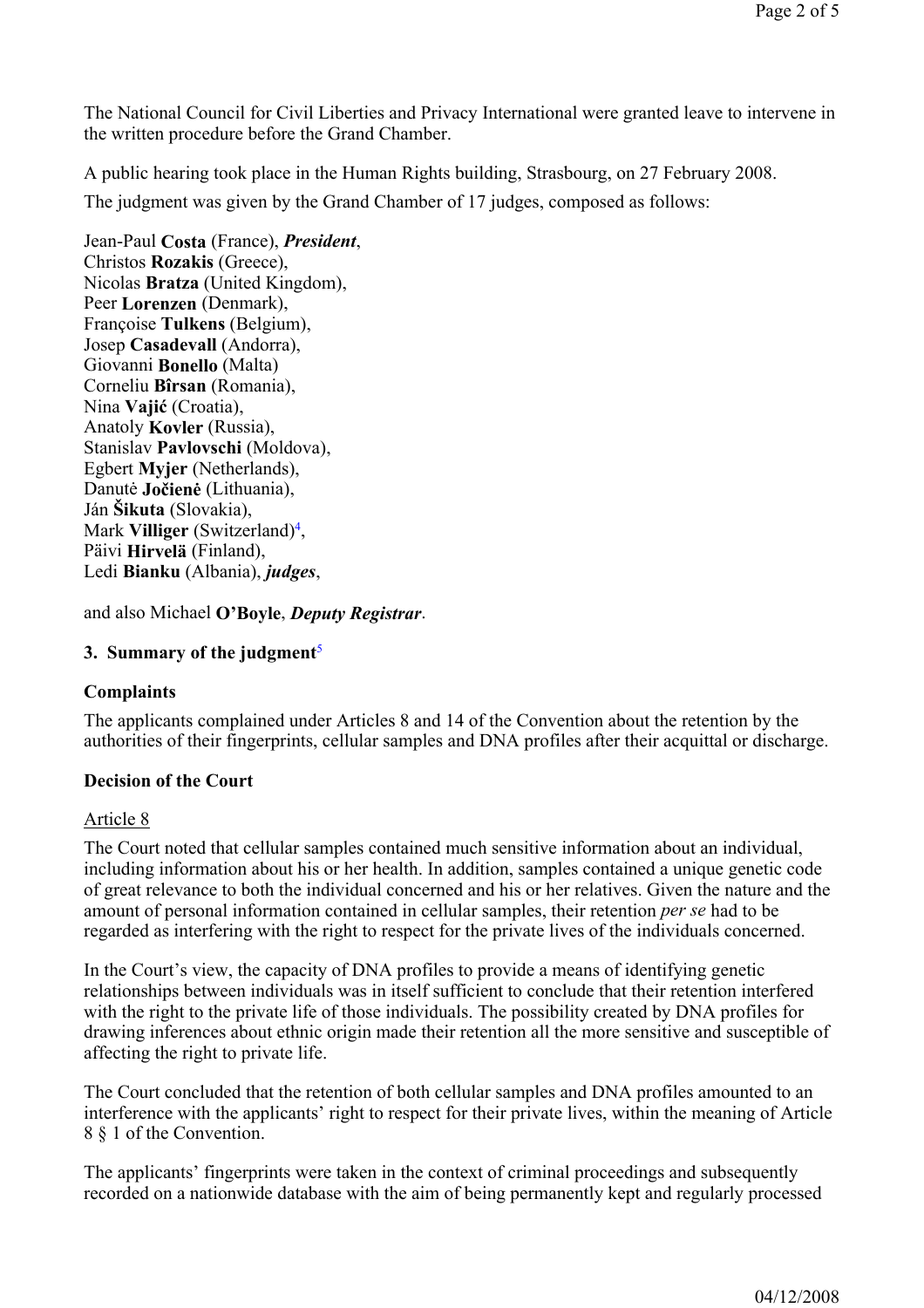The National Council for Civil Liberties and Privacy International were granted leave to intervene in the written procedure before the Grand Chamber.

A public hearing took place in the Human Rights building, Strasbourg, on 27 February 2008.

The judgment was given by the Grand Chamber of 17 judges, composed as follows:

Jean-Paul **Costa** (France), ***President***,
Christos **Rozakis** (Greece),
Nicolas **Bratza** (United Kingdom),
Peer **Lorenzen** (Denmark),
Françoise **Tulkens** (Belgium),
Josep **Casadevall** (Andorra),
Giovanni **Bonello** (Malta)
Corneliu **Bîrsan** (Romania),
Nina **Vajić** (Croatia),
Anatoly **Kovler** (Russia),
Stanislav **Pavlovschi** (Moldova),
Egbert **Myjer** (Netherlands),
Danutė **Jočienė** (Lithuania),
Ján **Šikuta** (Slovakia),
Mark **Villiger** (Switzerland)[4],
Päivi **Hirvelä** (Finland),
Ledi **Bianku** (Albania), ***judges***,

and also Michael **O'Boyle**, ***Deputy Registrar***.

### 3. Summary of the judgment[5]

**Complaints**

The applicants complained under Articles 8 and 14 of the Convention about the retention by the authorities of their fingerprints, cellular samples and DNA profiles after their acquittal or discharge.

**Decision of the Court**

Article 8

The Court noted that cellular samples contained much sensitive information about an individual, including information about his or her health. In addition, samples contained a unique genetic code of great relevance to both the individual concerned and his or her relatives. Given the nature and the amount of personal information contained in cellular samples, their retention *per se* had to be regarded as interfering with the right to respect for the private lives of the individuals concerned.

In the Court's view, the capacity of DNA profiles to provide a means of identifying genetic relationships between individuals was in itself sufficient to conclude that their retention interfered with the right to the private life of those individuals. The possibility created by DNA profiles for drawing inferences about ethnic origin made their retention all the more sensitive and susceptible of affecting the right to private life.

The Court concluded that the retention of both cellular samples and DNA profiles amounted to an interference with the applicants' right to respect for their private lives, within the meaning of Article 8 § 1 of the Convention.

The applicants' fingerprints were taken in the context of criminal proceedings and subsequently recorded on a nationwide database with the aim of being permanently kept and regularly processed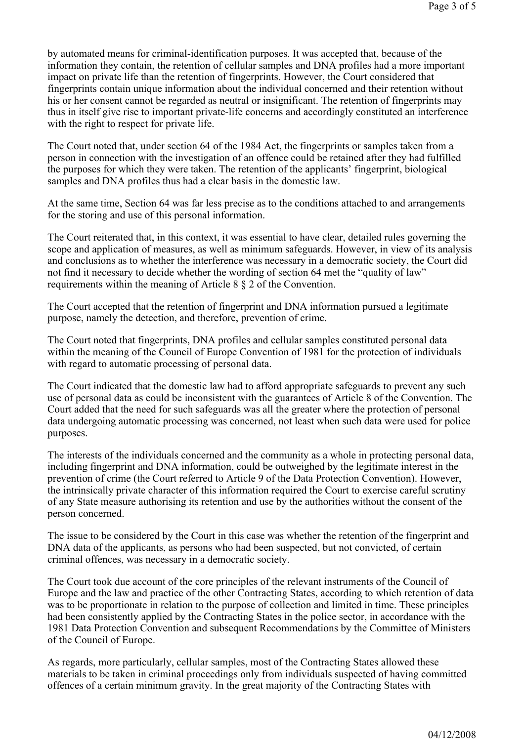by automated means for criminal-identification purposes. It was accepted that, because of the information they contain, the retention of cellular samples and DNA profiles had a more important impact on private life than the retention of fingerprints. However, the Court considered that fingerprints contain unique information about the individual concerned and their retention without his or her consent cannot be regarded as neutral or insignificant. The retention of fingerprints may thus in itself give rise to important private-life concerns and accordingly constituted an interference with the right to respect for private life.

The Court noted that, under section 64 of the 1984 Act, the fingerprints or samples taken from a person in connection with the investigation of an offence could be retained after they had fulfilled the purposes for which they were taken. The retention of the applicants' fingerprint, biological samples and DNA profiles thus had a clear basis in the domestic law.

At the same time, Section 64 was far less precise as to the conditions attached to and arrangements for the storing and use of this personal information.

The Court reiterated that, in this context, it was essential to have clear, detailed rules governing the scope and application of measures, as well as minimum safeguards. However, in view of its analysis and conclusions as to whether the interference was necessary in a democratic society, the Court did not find it necessary to decide whether the wording of section 64 met the "quality of law" requirements within the meaning of Article 8 § 2 of the Convention.

The Court accepted that the retention of fingerprint and DNA information pursued a legitimate purpose, namely the detection, and therefore, prevention of crime.

The Court noted that fingerprints, DNA profiles and cellular samples constituted personal data within the meaning of the Council of Europe Convention of 1981 for the protection of individuals with regard to automatic processing of personal data.

The Court indicated that the domestic law had to afford appropriate safeguards to prevent any such use of personal data as could be inconsistent with the guarantees of Article 8 of the Convention. The Court added that the need for such safeguards was all the greater where the protection of personal data undergoing automatic processing was concerned, not least when such data were used for police purposes.

The interests of the individuals concerned and the community as a whole in protecting personal data, including fingerprint and DNA information, could be outweighed by the legitimate interest in the prevention of crime (the Court referred to Article 9 of the Data Protection Convention). However, the intrinsically private character of this information required the Court to exercise careful scrutiny of any State measure authorising its retention and use by the authorities without the consent of the person concerned.

The issue to be considered by the Court in this case was whether the retention of the fingerprint and DNA data of the applicants, as persons who had been suspected, but not convicted, of certain criminal offences, was necessary in a democratic society.

The Court took due account of the core principles of the relevant instruments of the Council of Europe and the law and practice of the other Contracting States, according to which retention of data was to be proportionate in relation to the purpose of collection and limited in time. These principles had been consistently applied by the Contracting States in the police sector, in accordance with the 1981 Data Protection Convention and subsequent Recommendations by the Committee of Ministers of the Council of Europe.

As regards, more particularly, cellular samples, most of the Contracting States allowed these materials to be taken in criminal proceedings only from individuals suspected of having committed offences of a certain minimum gravity. In the great majority of the Contracting States with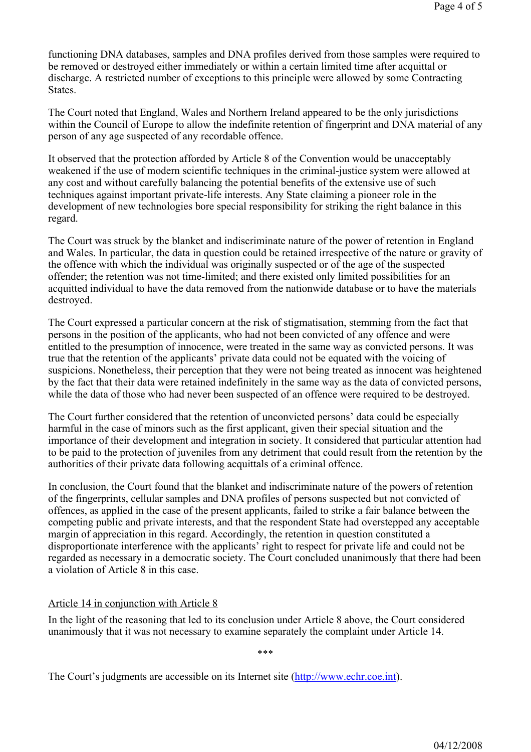functioning DNA databases, samples and DNA profiles derived from those samples were required to be removed or destroyed either immediately or within a certain limited time after acquittal or discharge. A restricted number of exceptions to this principle were allowed by some Contracting States.

The Court noted that England, Wales and Northern Ireland appeared to be the only jurisdictions within the Council of Europe to allow the indefinite retention of fingerprint and DNA material of any person of any age suspected of any recordable offence.

It observed that the protection afforded by Article 8 of the Convention would be unacceptably weakened if the use of modern scientific techniques in the criminal-justice system were allowed at any cost and without carefully balancing the potential benefits of the extensive use of such techniques against important private-life interests. Any State claiming a pioneer role in the development of new technologies bore special responsibility for striking the right balance in this regard.

The Court was struck by the blanket and indiscriminate nature of the power of retention in England and Wales. In particular, the data in question could be retained irrespective of the nature or gravity of the offence with which the individual was originally suspected or of the age of the suspected offender; the retention was not time-limited; and there existed only limited possibilities for an acquitted individual to have the data removed from the nationwide database or to have the materials destroyed.

The Court expressed a particular concern at the risk of stigmatisation, stemming from the fact that persons in the position of the applicants, who had not been convicted of any offence and were entitled to the presumption of innocence, were treated in the same way as convicted persons. It was true that the retention of the applicants' private data could not be equated with the voicing of suspicions. Nonetheless, their perception that they were not being treated as innocent was heightened by the fact that their data were retained indefinitely in the same way as the data of convicted persons, while the data of those who had never been suspected of an offence were required to be destroyed.

The Court further considered that the retention of unconvicted persons' data could be especially harmful in the case of minors such as the first applicant, given their special situation and the importance of their development and integration in society. It considered that particular attention had to be paid to the protection of juveniles from any detriment that could result from the retention by the authorities of their private data following acquittals of a criminal offence.

In conclusion, the Court found that the blanket and indiscriminate nature of the powers of retention of the fingerprints, cellular samples and DNA profiles of persons suspected but not convicted of offences, as applied in the case of the present applicants, failed to strike a fair balance between the competing public and private interests, and that the respondent State had overstepped any acceptable margin of appreciation in this regard. Accordingly, the retention in question constituted a disproportionate interference with the applicants' right to respect for private life and could not be regarded as necessary in a democratic society. The Court concluded unanimously that there had been a violation of Article 8 in this case.

### Article 14 in conjunction with Article 8

In the light of the reasoning that led to its conclusion under Article 8 above, the Court considered unanimously that it was not necessary to examine separately the complaint under Article 14.

***

The Court's judgments are accessible on its Internet site (http://www.echr.coe.int).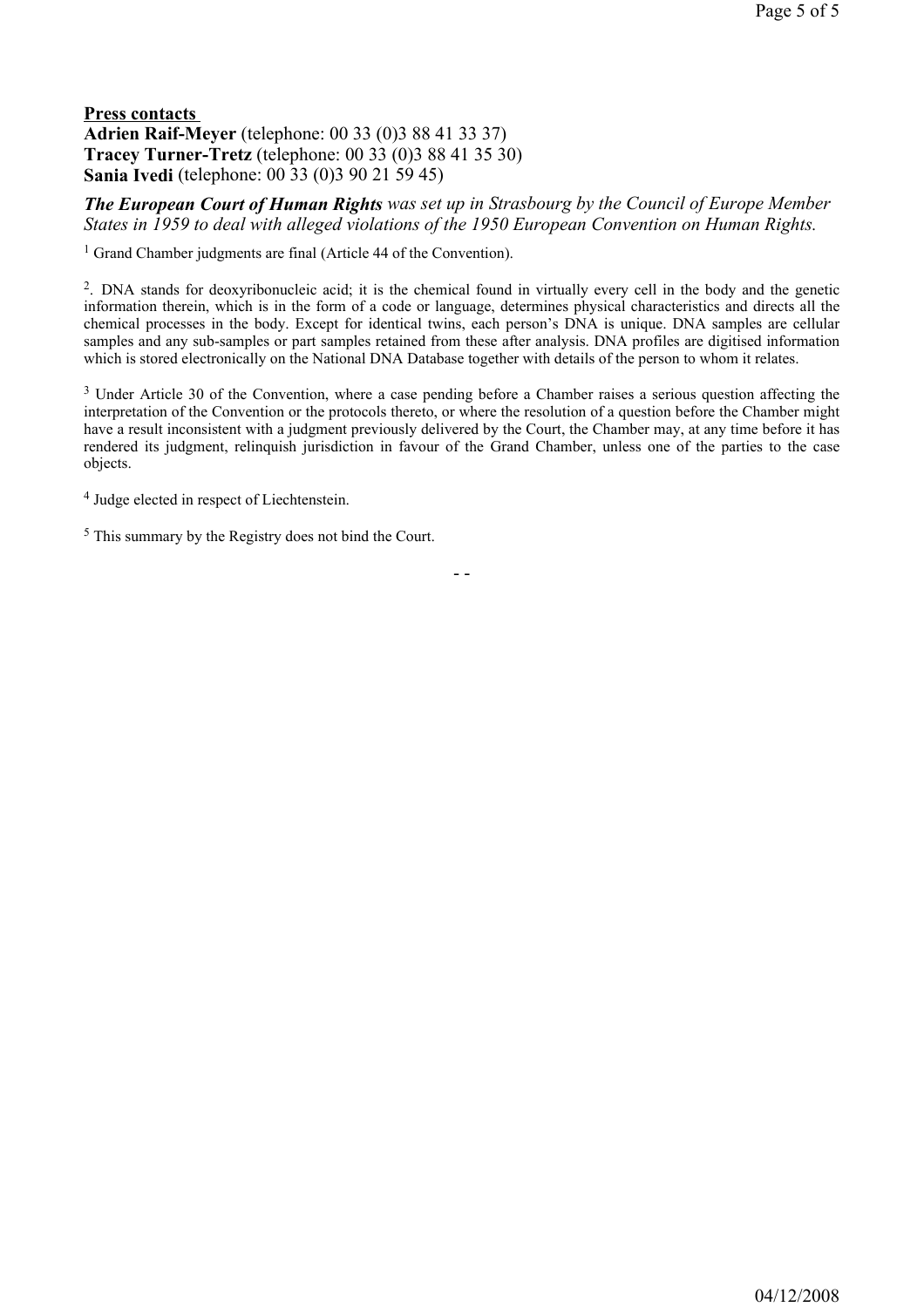**Press contacts**
**Adrien Raif-Meyer** (telephone: 00 33 (0)3 88 41 33 37)
**Tracey Turner-Tretz** (telephone: 00 33 (0)3 88 41 35 30)
**Sania Ivedi** (telephone: 00 33 (0)3 90 21 59 45)

***The European Court of Human Rights*** *was set up in Strasbourg by the Council of Europe Member States in 1959 to deal with alleged violations of the 1950 European Convention on Human Rights.*

[1] Grand Chamber judgments are final (Article 44 of the Convention).

[2]. DNA stands for deoxyribonucleic acid; it is the chemical found in virtually every cell in the body and the genetic information therein, which is in the form of a code or language, determines physical characteristics and directs all the chemical processes in the body. Except for identical twins, each person's DNA is unique. DNA samples are cellular samples and any sub-samples or part samples retained from these after analysis. DNA profiles are digitised information which is stored electronically on the National DNA Database together with details of the person to whom it relates.

[3] Under Article 30 of the Convention, where a case pending before a Chamber raises a serious question affecting the interpretation of the Convention or the protocols thereto, or where the resolution of a question before the Chamber might have a result inconsistent with a judgment previously delivered by the Court, the Chamber may, at any time before it has rendered its judgment, relinquish jurisdiction in favour of the Grand Chamber, unless one of the parties to the case objects.

[4] Judge elected in respect of Liechtenstein.

[5] This summary by the Registry does not bind the Court.

- -